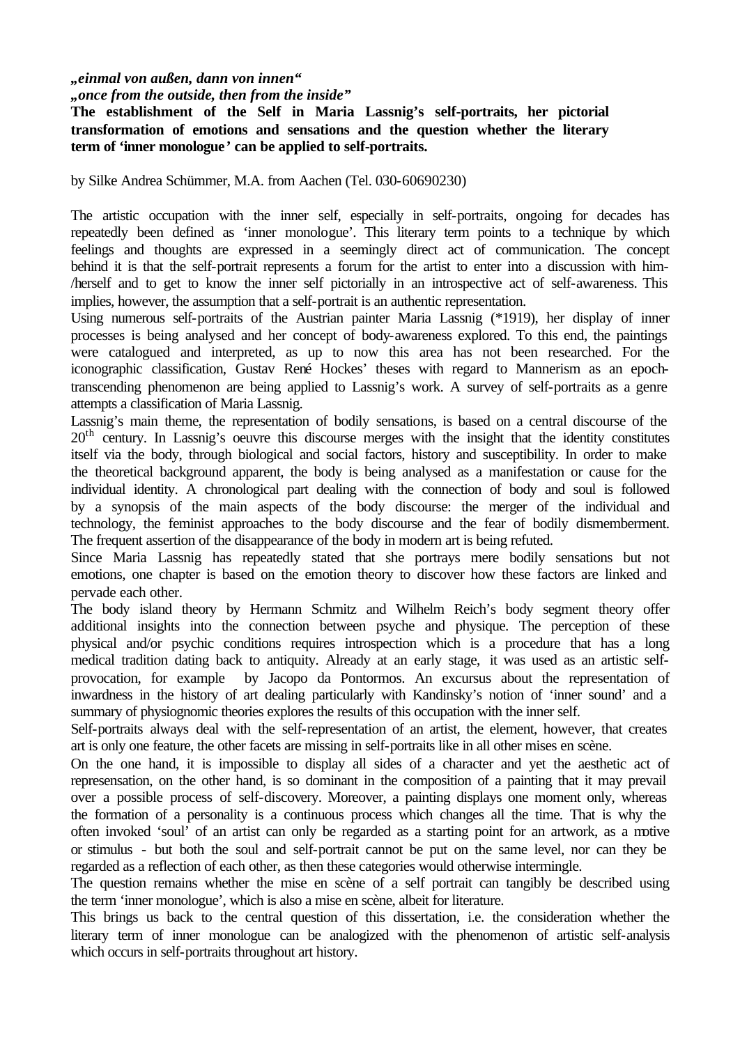**„einmal von außen, dann von innen“**
**„once from the outside, then from the inside”**
**The establishment of the Self in Maria Lassnig's self-portraits, her pictorial transformation of emotions and sensations and the question whether the literary term of 'inner monologue' can be applied to self-portraits.**

by Silke Andrea Schümmer, M.A. from Aachen (Tel. 030-60690230)

The artistic occupation with the inner self, especially in self-portraits, ongoing for decades has repeatedly been defined as 'inner monologue'. This literary term points to a technique by which feelings and thoughts are expressed in a seemingly direct act of communication. The concept behind it is that the self-portrait represents a forum for the artist to enter into a discussion with him-/herself and to get to know the inner self pictorially in an introspective act of self-awareness. This implies, however, the assumption that a self-portrait is an authentic representation.

Using numerous self-portraits of the Austrian painter Maria Lassnig (*1919), her display of inner processes is being analysed and her concept of body-awareness explored. To this end, the paintings were catalogued and interpreted, as up to now this area has not been researched. For the iconographic classification, Gustav René Hockes' theses with regard to Mannerism as an epoch-transcending phenomenon are being applied to Lassnig's work. A survey of self-portraits as a genre attempts a classification of Maria Lassnig.

Lassnig's main theme, the representation of bodily sensations, is based on a central discourse of the 20th century. In Lassnig's oeuvre this discourse merges with the insight that the identity constitutes itself via the body, through biological and social factors, history and susceptibility. In order to make the theoretical background apparent, the body is being analysed as a manifestation or cause for the individual identity. A chronological part dealing with the connection of body and soul is followed by a synopsis of the main aspects of the body discourse: the merger of the individual and technology, the feminist approaches to the body discourse and the fear of bodily dismemberment. The frequent assertion of the disappearance of the body in modern art is being refuted.

Since Maria Lassnig has repeatedly stated that she portrays mere bodily sensations but not emotions, one chapter is based on the emotion theory to discover how these factors are linked and pervade each other.

The body island theory by Hermann Schmitz and Wilhelm Reich's body segment theory offer additional insights into the connection between psyche and physique. The perception of these physical and/or psychic conditions requires introspection which is a procedure that has a long medical tradition dating back to antiquity. Already at an early stage, it was used as an artistic self-provocation, for example by Jacopo da Pontormos. An excursus about the representation of inwardness in the history of art dealing particularly with Kandinsky's notion of 'inner sound' and a summary of physiognomic theories explores the results of this occupation with the inner self.

Self-portraits always deal with the self-representation of an artist, the element, however, that creates art is only one feature, the other facets are missing in self-portraits like in all other mises en scène.

On the one hand, it is impossible to display all sides of a character and yet the aesthetic act of represensation, on the other hand, is so dominant in the composition of a painting that it may prevail over a possible process of self-discovery. Moreover, a painting displays one moment only, whereas the formation of a personality is a continuous process which changes all the time. That is why the often invoked 'soul' of an artist can only be regarded as a starting point for an artwork, as a motive or stimulus - but both the soul and self-portrait cannot be put on the same level, nor can they be regarded as a reflection of each other, as then these categories would otherwise intermingle.

The question remains whether the mise en scène of a self portrait can tangibly be described using the term 'inner monologue', which is also a mise en scène, albeit for literature.

This brings us back to the central question of this dissertation, i.e. the consideration whether the literary term of inner monologue can be analogized with the phenomenon of artistic self-analysis which occurs in self-portraits throughout art history.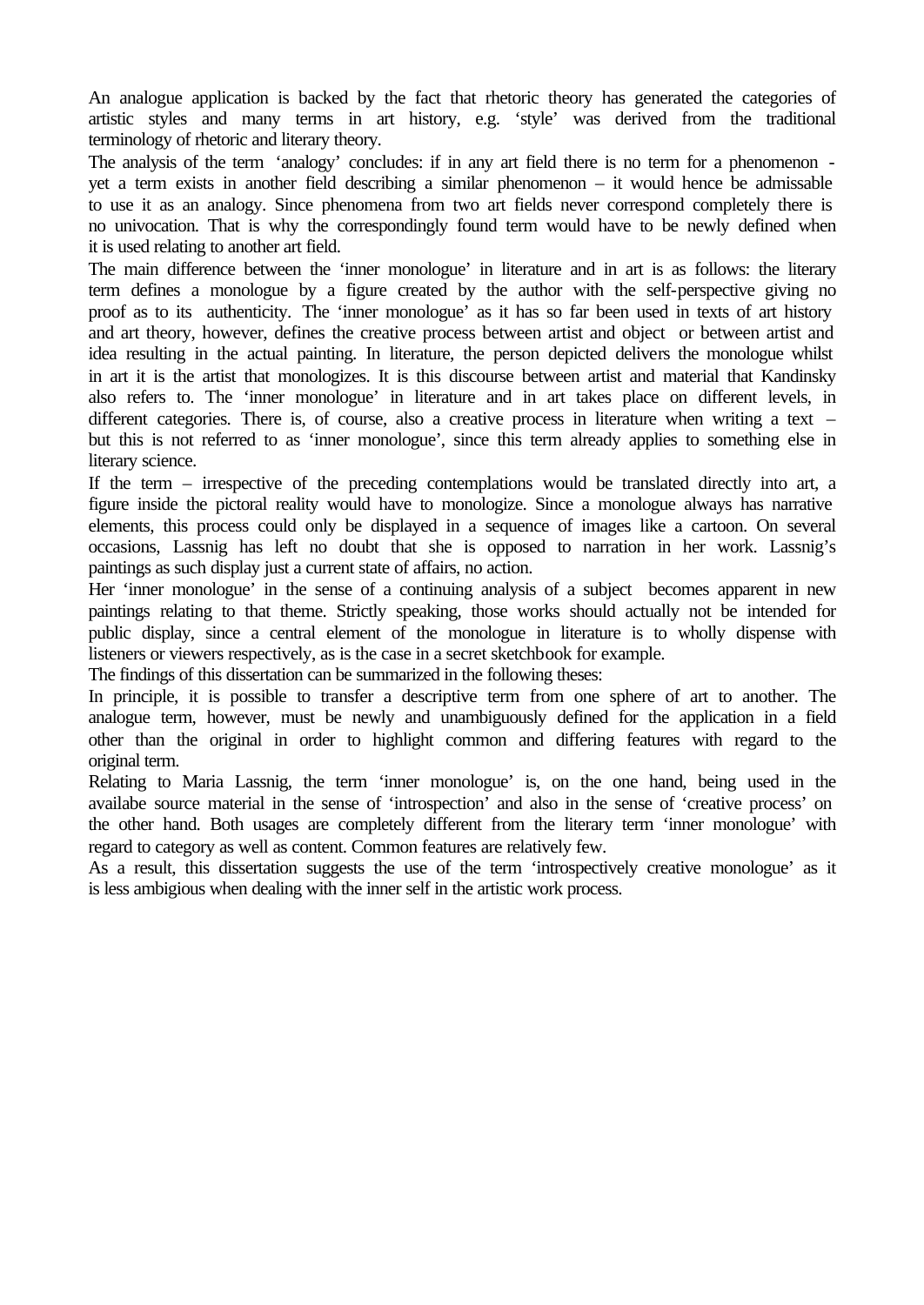An analogue application is backed by the fact that rhetoric theory has generated the categories of artistic styles and many terms in art history, e.g. 'style' was derived from the traditional terminology of rhetoric and literary theory.

The analysis of the term 'analogy' concludes: if in any art field there is no term for a phenomenon - yet a term exists in another field describing a similar phenomenon – it would hence be admissable to use it as an analogy. Since phenomena from two art fields never correspond completely there is no univocation. That is why the correspondingly found term would have to be newly defined when it is used relating to another art field.

The main difference between the 'inner monologue' in literature and in art is as follows: the literary term defines a monologue by a figure created by the author with the self-perspective giving no proof as to its authenticity. The 'inner monologue' as it has so far been used in texts of art history and art theory, however, defines the creative process between artist and object or between artist and idea resulting in the actual painting. In literature, the person depicted delivers the monologue whilst in art it is the artist that monologizes. It is this discourse between artist and material that Kandinsky also refers to. The 'inner monologue' in literature and in art takes place on different levels, in different categories. There is, of course, also a creative process in literature when writing a text – but this is not referred to as 'inner monologue', since this term already applies to something else in literary science.

If the term – irrespective of the preceding contemplations would be translated directly into art, a figure inside the pictoral reality would have to monologize. Since a monologue always has narrative elements, this process could only be displayed in a sequence of images like a cartoon. On several occasions, Lassnig has left no doubt that she is opposed to narration in her work. Lassnig's paintings as such display just a current state of affairs, no action.

Her 'inner monologue' in the sense of a continuing analysis of a subject becomes apparent in new paintings relating to that theme. Strictly speaking, those works should actually not be intended for public display, since a central element of the monologue in literature is to wholly dispense with listeners or viewers respectively, as is the case in a secret sketchbook for example.

The findings of this dissertation can be summarized in the following theses:

In principle, it is possible to transfer a descriptive term from one sphere of art to another. The analogue term, however, must be newly and unambiguously defined for the application in a field other than the original in order to highlight common and differing features with regard to the original term.

Relating to Maria Lassnig, the term 'inner monologue' is, on the one hand, being used in the availabe source material in the sense of 'introspection' and also in the sense of 'creative process' on the other hand. Both usages are completely different from the literary term 'inner monologue' with regard to category as well as content. Common features are relatively few.

As a result, this dissertation suggests the use of the term 'introspectively creative monologue' as it is less ambigious when dealing with the inner self in the artistic work process.